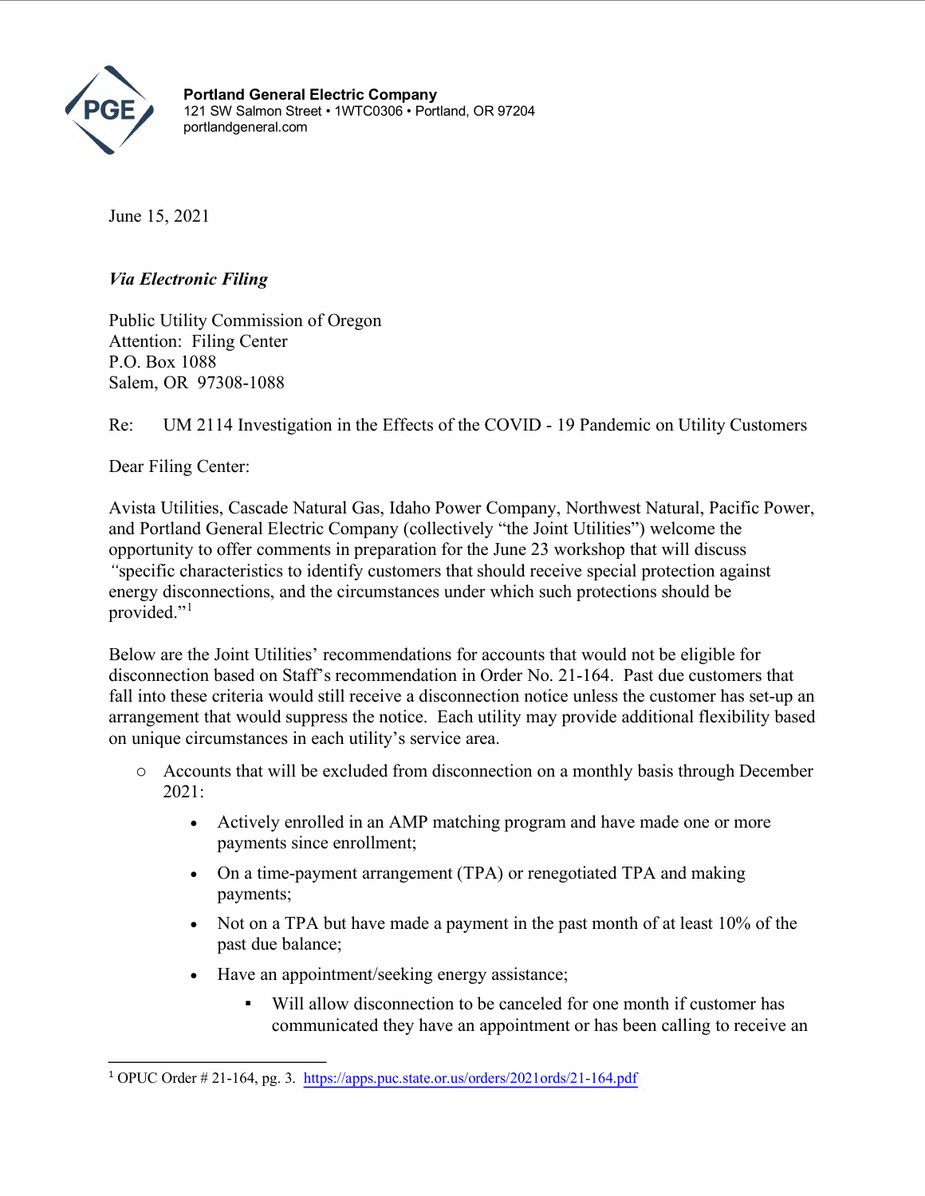**Portland General Electric Company**
121 SW Salmon Street • 1WTC0306 • Portland, OR 97204
portlandgeneral.com

June 15, 2021

***Via Electronic Filing***

Public Utility Commission of Oregon
Attention: Filing Center
P.O. Box 1088
Salem, OR 97308-1088

Re: UM 2114 Investigation in the Effects of the COVID - 19 Pandemic on Utility Customers

Dear Filing Center:

Avista Utilities, Cascade Natural Gas, Idaho Power Company, Northwest Natural, Pacific Power, and Portland General Electric Company (collectively "the Joint Utilities") welcome the opportunity to offer comments in preparation for the June 23 workshop that will discuss "specific characteristics to identify customers that should receive special protection against energy disconnections, and the circumstances under which such protections should be provided."[1]

Below are the Joint Utilities' recommendations for accounts that would not be eligible for disconnection based on Staff's recommendation in Order No. 21-164. Past due customers that fall into these criteria would still receive a disconnection notice unless the customer has set-up an arrangement that would suppress the notice. Each utility may provide additional flexibility based on unique circumstances in each utility's service area.

- Accounts that will be excluded from disconnection on a monthly basis through December 2021:
  - Actively enrolled in an AMP matching program and have made one or more payments since enrollment;
  - On a time-payment arrangement (TPA) or renegotiated TPA and making payments;
  - Not on a TPA but have made a payment in the past month of at least 10% of the past due balance;
  - Have an appointment/seeking energy assistance;
    - Will allow disconnection to be canceled for one month if customer has communicated they have an appointment or has been calling to receive an

[1] OPUC Order # 21-164, pg. 3. https://apps.puc.state.or.us/orders/2021ords/21-164.pdf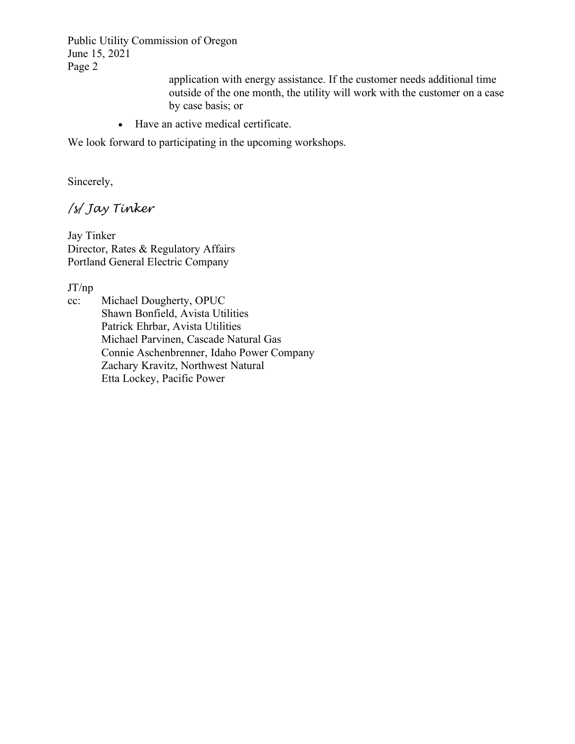application with energy assistance. If the customer needs additional time outside of the one month, the utility will work with the customer on a case by case basis; or

- Have an active medical certificate.

We look forward to participating in the upcoming workshops.

Sincerely,

*/s/ Jay Tinker*

Jay Tinker
Director, Rates & Regulatory Affairs
Portland General Electric Company

JT/np

cc: Michael Dougherty, OPUC
Shawn Bonfield, Avista Utilities
Patrick Ehrbar, Avista Utilities
Michael Parvinen, Cascade Natural Gas
Connie Aschenbrenner, Idaho Power Company
Zachary Kravitz, Northwest Natural
Etta Lockey, Pacific Power